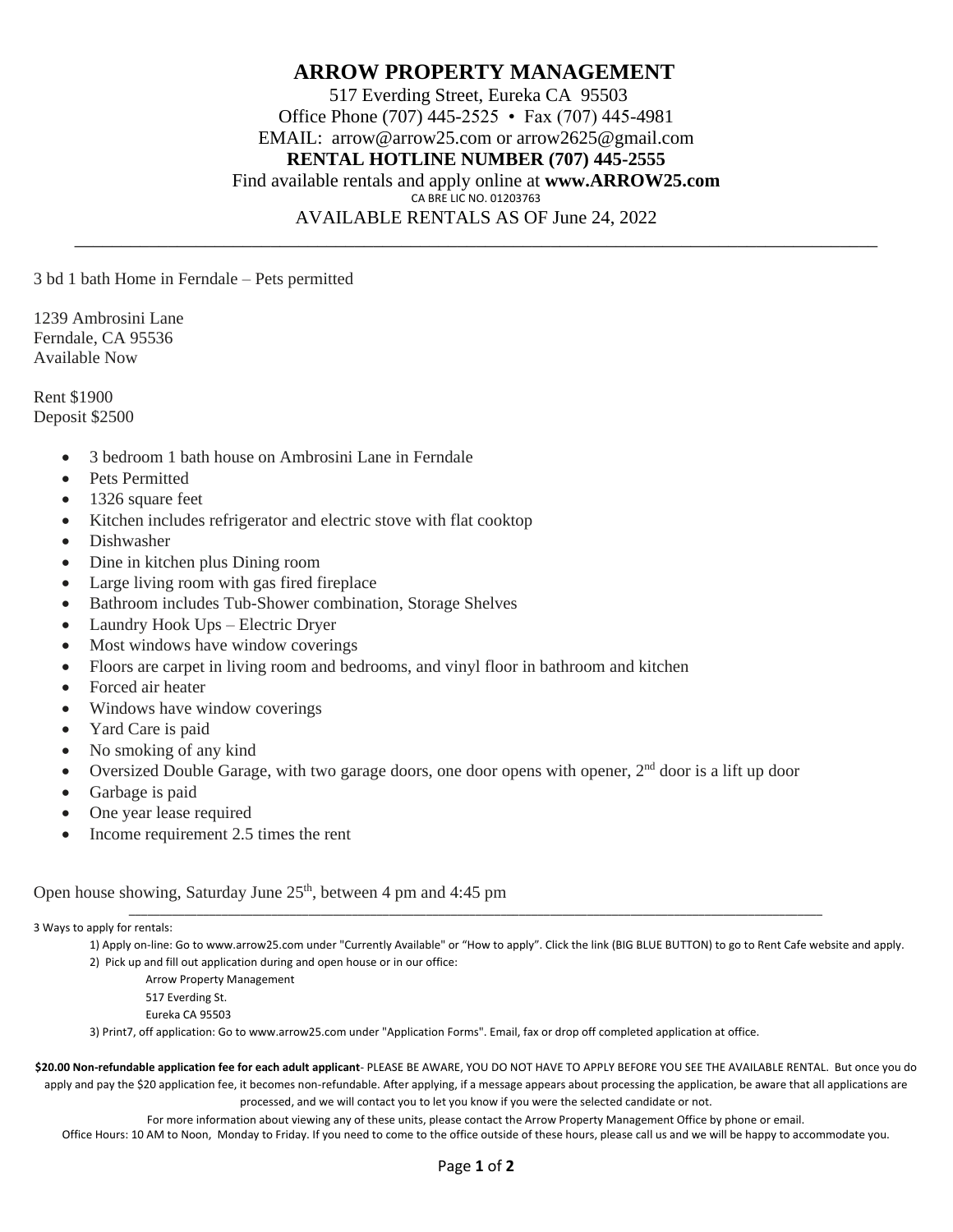# ARROW PROPERTY MANAGEMENT

517 Everding Street, Eureka CA 95503
Office Phone (707) 445-2525 • Fax (707) 445-4981
EMAIL: arrow@arrow25.com or arrow2625@gmail.com
**RENTAL HOTLINE NUMBER (707) 445-2555**
Find available rentals and apply online at **www.ARROW25.com**
CA BRE LIC NO. 01203763
AVAILABLE RENTALS AS OF June 24, 2022

---

3 bd 1 bath Home in Ferndale – Pets permitted

1239 Ambrosini Lane
Ferndale, CA 95536
Available Now

Rent $1900
Deposit $2500

- 3 bedroom 1 bath house on Ambrosini Lane in Ferndale
- Pets Permitted
- 1326 square feet
- Kitchen includes refrigerator and electric stove with flat cooktop
- Dishwasher
- Dine in kitchen plus Dining room
- Large living room with gas fired fireplace
- Bathroom includes Tub-Shower combination, Storage Shelves
- Laundry Hook Ups – Electric Dryer
- Most windows have window coverings
- Floors are carpet in living room and bedrooms, and vinyl floor in bathroom and kitchen
- Forced air heater
- Windows have window coverings
- Yard Care is paid
- No smoking of any kind
- Oversized Double Garage, with two garage doors, one door opens with opener, 2nd door is a lift up door
- Garbage is paid
- One year lease required
- Income requirement 2.5 times the rent

Open house showing, Saturday June 25th, between 4 pm and 4:45 pm

---

3 Ways to apply for rentals:

1) Apply on-line: Go to www.arrow25.com under "Currently Available" or "How to apply". Click the link (BIG BLUE BUTTON) to go to Rent Cafe website and apply.
2) Pick up and fill out application during and open house or in our office:
   Arrow Property Management
   517 Everding St.
   Eureka CA 95503
3) Print7, off application: Go to www.arrow25.com under "Application Forms". Email, fax or drop off completed application at office.

**$20.00 Non-refundable application fee for each adult applicant**- PLEASE BE AWARE, YOU DO NOT HAVE TO APPLY BEFORE YOU SEE THE AVAILABLE RENTAL. But once you do apply and pay the $20 application fee, it becomes non-refundable. After applying, if a message appears about processing the application, be aware that all applications are processed, and we will contact you to let you know if you were the selected candidate or not.

For more information about viewing any of these units, please contact the Arrow Property Management Office by phone or email.

Office Hours: 10 AM to Noon, Monday to Friday. If you need to come to the office outside of these hours, please call us and we will be happy to accommodate you.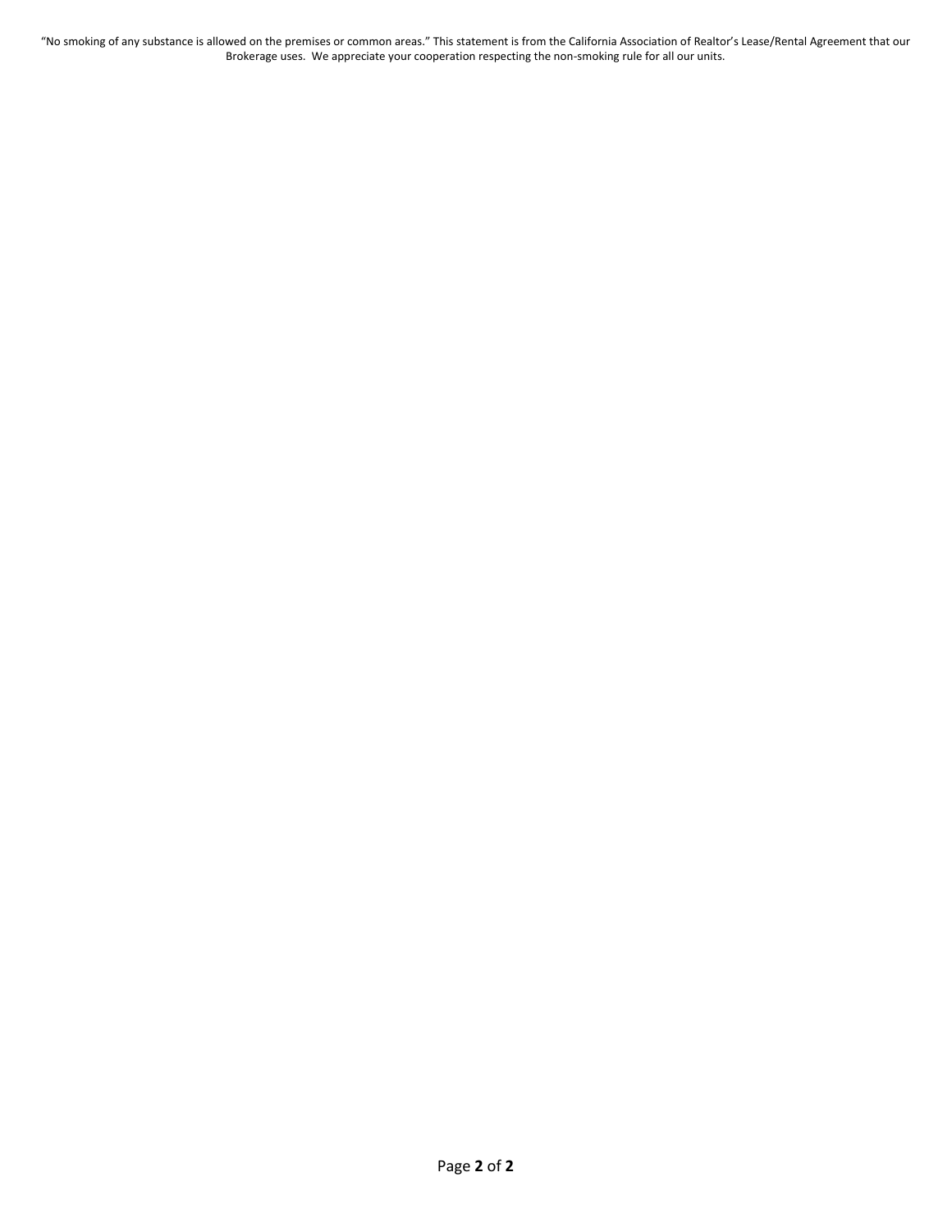"No smoking of any substance is allowed on the premises or common areas." This statement is from the California Association of Realtor's Lease/Rental Agreement that our Brokerage uses. We appreciate your cooperation respecting the non-smoking rule for all our units.